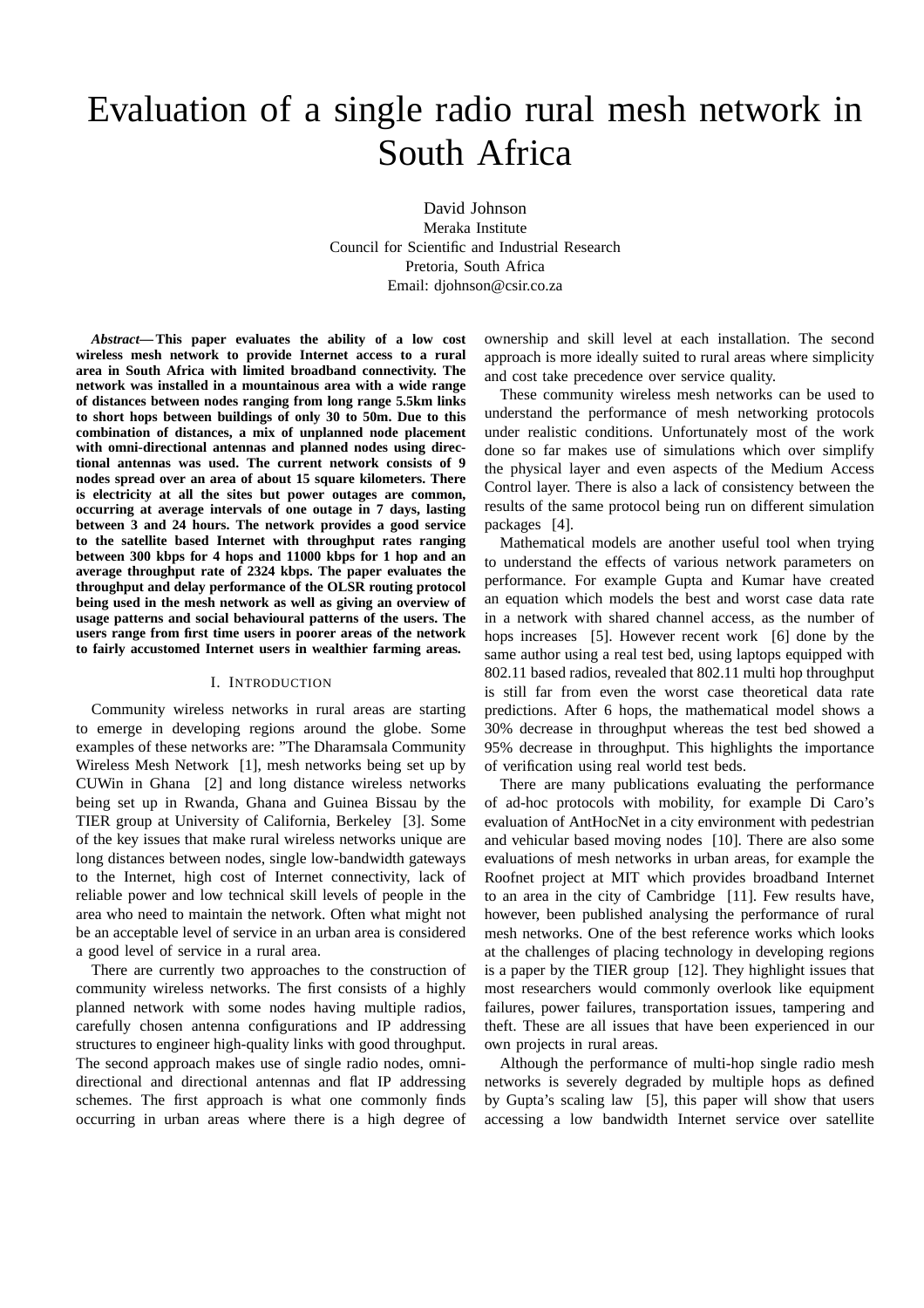# Evaluation of a single radio rural mesh network in South Africa

David Johnson
Meraka Institute
Council for Scientific and Industrial Research
Pretoria, South Africa
Email: djohnson@csir.co.za

***Abstract*— This paper evaluates the ability of a low cost wireless mesh network to provide Internet access to a rural area in South Africa with limited broadband connectivity. The network was installed in a mountainous area with a wide range of distances between nodes ranging from long range 5.5km links to short hops between buildings of only 30 to 50m. Due to this combination of distances, a mix of unplanned node placement with omni-directional antennas and planned nodes using directional antennas was used. The current network consists of 9 nodes spread over an area of about 15 square kilometers. There is electricity at all the sites but power outages are common, occurring at average intervals of one outage in 7 days, lasting between 3 and 24 hours. The network provides a good service to the satellite based Internet with throughput rates ranging between 300 kbps for 4 hops and 11000 kbps for 1 hop and an average throughput rate of 2324 kbps. The paper evaluates the throughput and delay performance of the OLSR routing protocol being used in the mesh network as well as giving an overview of usage patterns and social behavioural patterns of the users. The users range from first time users in poorer areas of the network to fairly accustomed Internet users in wealthier farming areas.**

## I. Introduction

Community wireless networks in rural areas are starting to emerge in developing regions around the globe. Some examples of these networks are: "The Dharamsala Community Wireless Mesh Network [1], mesh networks being set up by CUWin in Ghana [2] and long distance wireless networks being set up in Rwanda, Ghana and Guinea Bissau by the TIER group at University of California, Berkeley [3]. Some of the key issues that make rural wireless networks unique are long distances between nodes, single low-bandwidth gateways to the Internet, high cost of Internet connectivity, lack of reliable power and low technical skill levels of people in the area who need to maintain the network. Often what might not be an acceptable level of service in an urban area is considered a good level of service in a rural area.

There are currently two approaches to the construction of community wireless networks. The first consists of a highly planned network with some nodes having multiple radios, carefully chosen antenna configurations and IP addressing structures to engineer high-quality links with good throughput. The second approach makes use of single radio nodes, omni-directional and directional antennas and flat IP addressing schemes. The first approach is what one commonly finds occurring in urban areas where there is a high degree of ownership and skill level at each installation. The second approach is more ideally suited to rural areas where simplicity and cost take precedence over service quality.

These community wireless mesh networks can be used to understand the performance of mesh networking protocols under realistic conditions. Unfortunately most of the work done so far makes use of simulations which over simplify the physical layer and even aspects of the Medium Access Control layer. There is also a lack of consistency between the results of the same protocol being run on different simulation packages [4].

Mathematical models are another useful tool when trying to understand the effects of various network parameters on performance. For example Gupta and Kumar have created an equation which models the best and worst case data rate in a network with shared channel access, as the number of hops increases [5]. However recent work [6] done by the same author using a real test bed, using laptops equipped with 802.11 based radios, revealed that 802.11 multi hop throughput is still far from even the worst case theoretical data rate predictions. After 6 hops, the mathematical model shows a 30% decrease in throughput whereas the test bed showed a 95% decrease in throughput. This highlights the importance of verification using real world test beds.

There are many publications evaluating the performance of ad-hoc protocols with mobility, for example Di Caro's evaluation of AntHocNet in a city environment with pedestrian and vehicular based moving nodes [10]. There are also some evaluations of mesh networks in urban areas, for example the Roofnet project at MIT which provides broadband Internet to an area in the city of Cambridge [11]. Few results have, however, been published analysing the performance of rural mesh networks. One of the best reference works which looks at the challenges of placing technology in developing regions is a paper by the TIER group [12]. They highlight issues that most researchers would commonly overlook like equipment failures, power failures, transportation issues, tampering and theft. These are all issues that have been experienced in our own projects in rural areas.

Although the performance of multi-hop single radio mesh networks is severely degraded by multiple hops as defined by Gupta's scaling law [5], this paper will show that users accessing a low bandwidth Internet service over satellite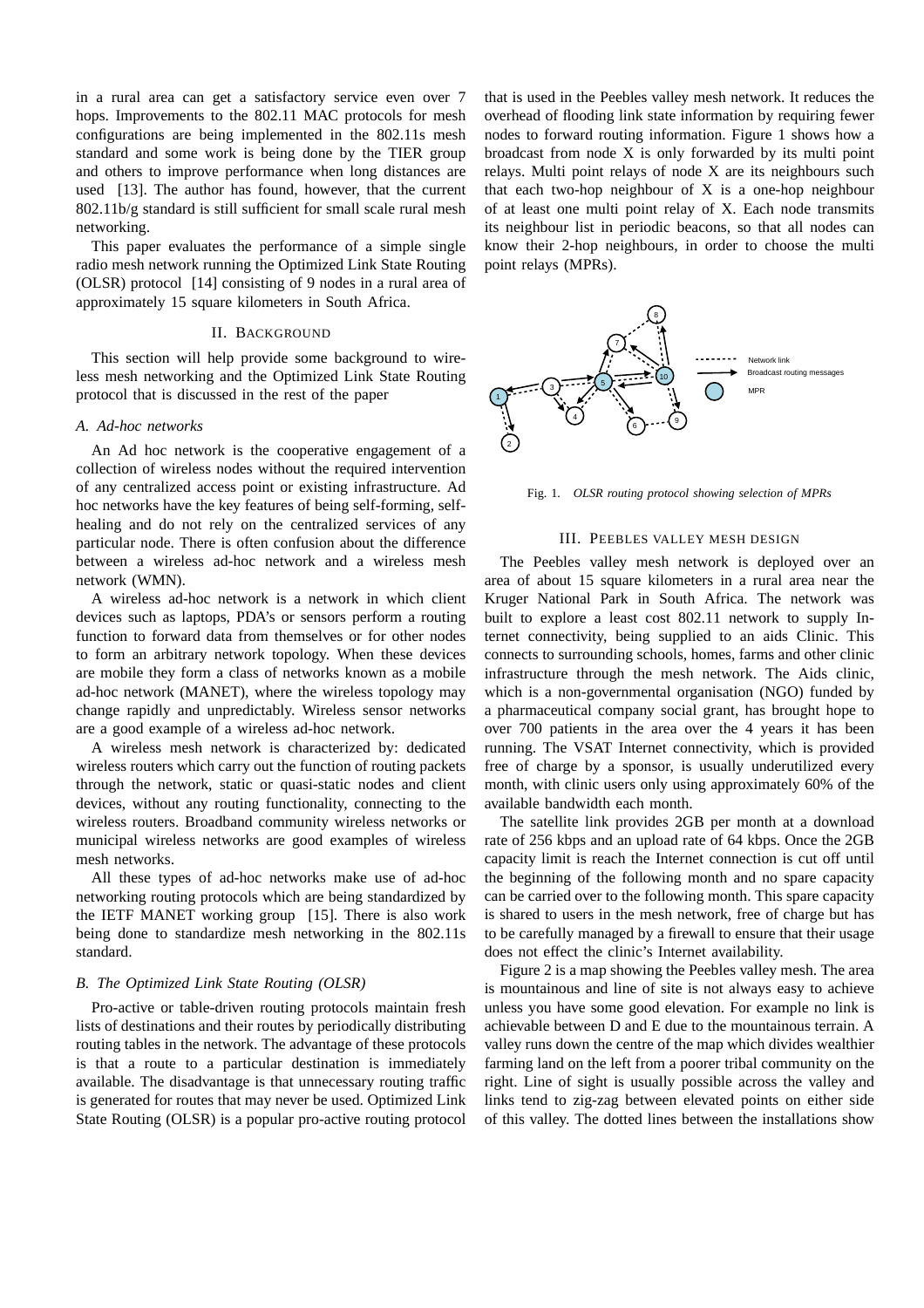in a rural area can get a satisfactory service even over 7 hops. Improvements to the 802.11 MAC protocols for mesh configurations are being implemented in the 802.11s mesh standard and some work is being done by the TIER group and others to improve performance when long distances are used [13]. The author has found, however, that the current 802.11b/g standard is still sufficient for small scale rural mesh networking.

This paper evaluates the performance of a simple single radio mesh network running the Optimized Link State Routing (OLSR) protocol [14] consisting of 9 nodes in a rural area of approximately 15 square kilometers in South Africa.

## II. Background

This section will help provide some background to wireless mesh networking and the Optimized Link State Routing protocol that is discussed in the rest of the paper

### *A. Ad-hoc networks*

An Ad hoc network is the cooperative engagement of a collection of wireless nodes without the required intervention of any centralized access point or existing infrastructure. Ad hoc networks have the key features of being self-forming, self-healing and do not rely on the centralized services of any particular node. There is often confusion about the difference between a wireless ad-hoc network and a wireless mesh network (WMN).

A wireless ad-hoc network is a network in which client devices such as laptops, PDA's or sensors perform a routing function to forward data from themselves or for other nodes to form an arbitrary network topology. When these devices are mobile they form a class of networks known as a mobile ad-hoc network (MANET), where the wireless topology may change rapidly and unpredictably. Wireless sensor networks are a good example of a wireless ad-hoc network.

A wireless mesh network is characterized by: dedicated wireless routers which carry out the function of routing packets through the network, static or quasi-static nodes and client devices, without any routing functionality, connecting to the wireless routers. Broadband community wireless networks or municipal wireless networks are good examples of wireless mesh networks.

All these types of ad-hoc networks make use of ad-hoc networking routing protocols which are being standardized by the IETF MANET working group [15]. There is also work being done to standardize mesh networking in the 802.11s standard.

### *B. The Optimized Link State Routing (OLSR)*

Pro-active or table-driven routing protocols maintain fresh lists of destinations and their routes by periodically distributing routing tables in the network. The advantage of these protocols is that a route to a particular destination is immediately available. The disadvantage is that unnecessary routing traffic is generated for routes that may never be used. Optimized Link State Routing (OLSR) is a popular pro-active routing protocol that is used in the Peebles valley mesh network. It reduces the overhead of flooding link state information by requiring fewer nodes to forward routing information. Figure 1 shows how a broadcast from node X is only forwarded by its multi point relays. Multi point relays of node X are its neighbours such that each two-hop neighbour of X is a one-hop neighbour of at least one multi point relay of X. Each node transmits its neighbour list in periodic beacons, so that all nodes can know their 2-hop neighbours, in order to choose the multi point relays (MPRs).

Fig. 1. *OLSR routing protocol showing selection of MPRs*

## III. Peebles valley mesh design

The Peebles valley mesh network is deployed over an area of about 15 square kilometers in a rural area near the Kruger National Park in South Africa. The network was built to explore a least cost 802.11 network to supply Internet connectivity, being supplied to an aids Clinic. This connects to surrounding schools, homes, farms and other clinic infrastructure through the mesh network. The Aids clinic, which is a non-governmental organisation (NGO) funded by a pharmaceutical company social grant, has brought hope to over 700 patients in the area over the 4 years it has been running. The VSAT Internet connectivity, which is provided free of charge by a sponsor, is usually underutilized every month, with clinic users only using approximately 60% of the available bandwidth each month.

The satellite link provides 2GB per month at a download rate of 256 kbps and an upload rate of 64 kbps. Once the 2GB capacity limit is reach the Internet connection is cut off until the beginning of the following month and no spare capacity can be carried over to the following month. This spare capacity is shared to users in the mesh network, free of charge but has to be carefully managed by a firewall to ensure that their usage does not effect the clinic's Internet availability.

Figure 2 is a map showing the Peebles valley mesh. The area is mountainous and line of site is not always easy to achieve unless you have some good elevation. For example no link is achievable between D and E due to the mountainous terrain. A valley runs down the centre of the map which divides wealthier farming land on the left from a poorer tribal community on the right. Line of sight is usually possible across the valley and links tend to zig-zag between elevated points on either side of this valley. The dotted lines between the installations show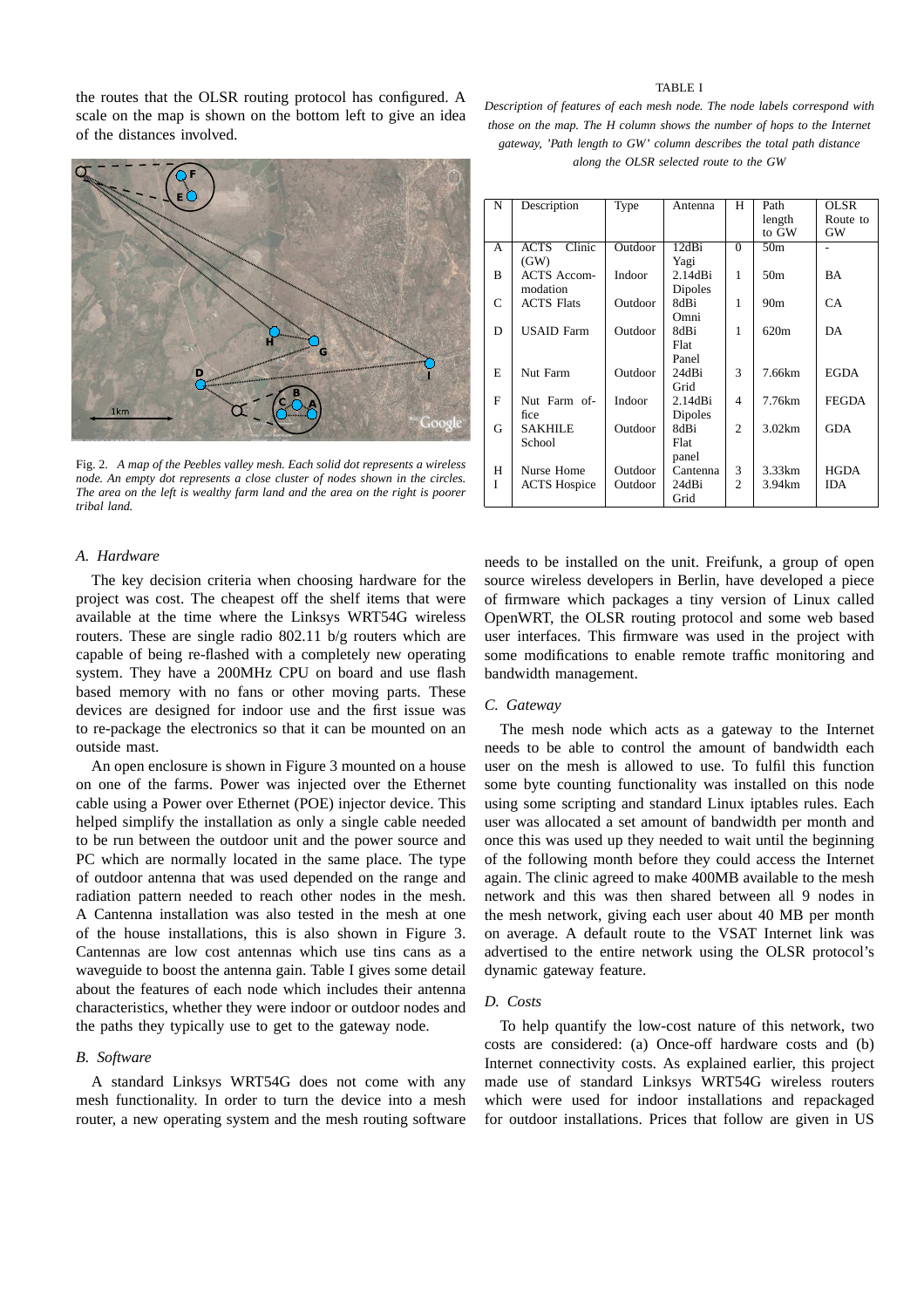the routes that the OLSR routing protocol has configured. A scale on the map is shown on the bottom left to give an idea of the distances involved.

F
E
H
G
D
I
B
C
A
1km
Google

Fig. 2. *A map of the Peebles valley mesh. Each solid dot represents a wireless node. An empty dot represents a close cluster of nodes shown in the circles. The area on the left is wealthy farm land and the area on the right is poorer tribal land.*

TABLE I

*Description of features of each mesh node. The node labels correspond with those on the map. The H column shows the number of hops to the Internet gateway, 'Path length to GW' column describes the total path distance along the OLSR selected route to the GW*

| N | Description | Type | Antenna | H | Path length to GW | OLSR Route to GW |
|---|---|---|---|---|---|---|
| A | ACTS Clinic (GW) | Outdoor | 12dBi Yagi | 0 | 50m | - |
| B | ACTS Accommodation | Indoor | 2.14dBi Dipoles | 1 | 50m | BA |
| C | ACTS Flats | Outdoor | 8dBi Omni | 1 | 90m | CA |
| D | USAID Farm | Outdoor | 8dBi Flat Panel | 1 | 620m | DA |
| E | Nut Farm | Outdoor | 24dBi Grid | 3 | 7.66km | EGDA |
| F | Nut Farm office | Indoor | 2.14dBi Dipoles | 4 | 7.76km | FEGDA |
| G | SAKHILE School | Outdoor | 8dBi Flat panel | 2 | 3.02km | GDA |
| H | Nurse Home | Outdoor | Cantenna | 3 | 3.33km | HGDA |
| I | ACTS Hospice | Outdoor | 24dBi Grid | 2 | 3.94km | IDA |

### *A. Hardware*

The key decision criteria when choosing hardware for the project was cost. The cheapest off the shelf items that were available at the time where the Linksys WRT54G wireless routers. These are single radio 802.11 b/g routers which are capable of being re-flashed with a completely new operating system. They have a 200MHz CPU on board and use flash based memory with no fans or other moving parts. These devices are designed for indoor use and the first issue was to re-package the electronics so that it can be mounted on an outside mast.

An open enclosure is shown in Figure 3 mounted on a house on one of the farms. Power was injected over the Ethernet cable using a Power over Ethernet (POE) injector device. This helped simplify the installation as only a single cable needed to be run between the outdoor unit and the power source and PC which are normally located in the same place. The type of outdoor antenna that was used depended on the range and radiation pattern needed to reach other nodes in the mesh. A Cantenna installation was also tested in the mesh at one of the house installations, this is also shown in Figure 3. Cantennas are low cost antennas which use tins cans as a waveguide to boost the antenna gain. Table I gives some detail about the features of each node which includes their antenna characteristics, whether they were indoor or outdoor nodes and the paths they typically use to get to the gateway node.

### *B. Software*

A standard Linksys WRT54G does not come with any mesh functionality. In order to turn the device into a mesh router, a new operating system and the mesh routing software needs to be installed on the unit. Freifunk, a group of open source wireless developers in Berlin, have developed a piece of firmware which packages a tiny version of Linux called OpenWRT, the OLSR routing protocol and some web based user interfaces. This firmware was used in the project with some modifications to enable remote traffic monitoring and bandwidth management.

### *C. Gateway*

The mesh node which acts as a gateway to the Internet needs to be able to control the amount of bandwidth each user on the mesh is allowed to use. To fulfil this function some byte counting functionality was installed on this node using some scripting and standard Linux iptables rules. Each user was allocated a set amount of bandwidth per month and once this was used up they needed to wait until the beginning of the following month before they could access the Internet again. The clinic agreed to make 400MB available to the mesh network and this was then shared between all 9 nodes in the mesh network, giving each user about 40 MB per month on average. A default route to the VSAT Internet link was advertised to the entire network using the OLSR protocol's dynamic gateway feature.

### *D. Costs*

To help quantify the low-cost nature of this network, two costs are considered: (a) Once-off hardware costs and (b) Internet connectivity costs. As explained earlier, this project made use of standard Linksys WRT54G wireless routers which were used for indoor installations and repackaged for outdoor installations. Prices that follow are given in US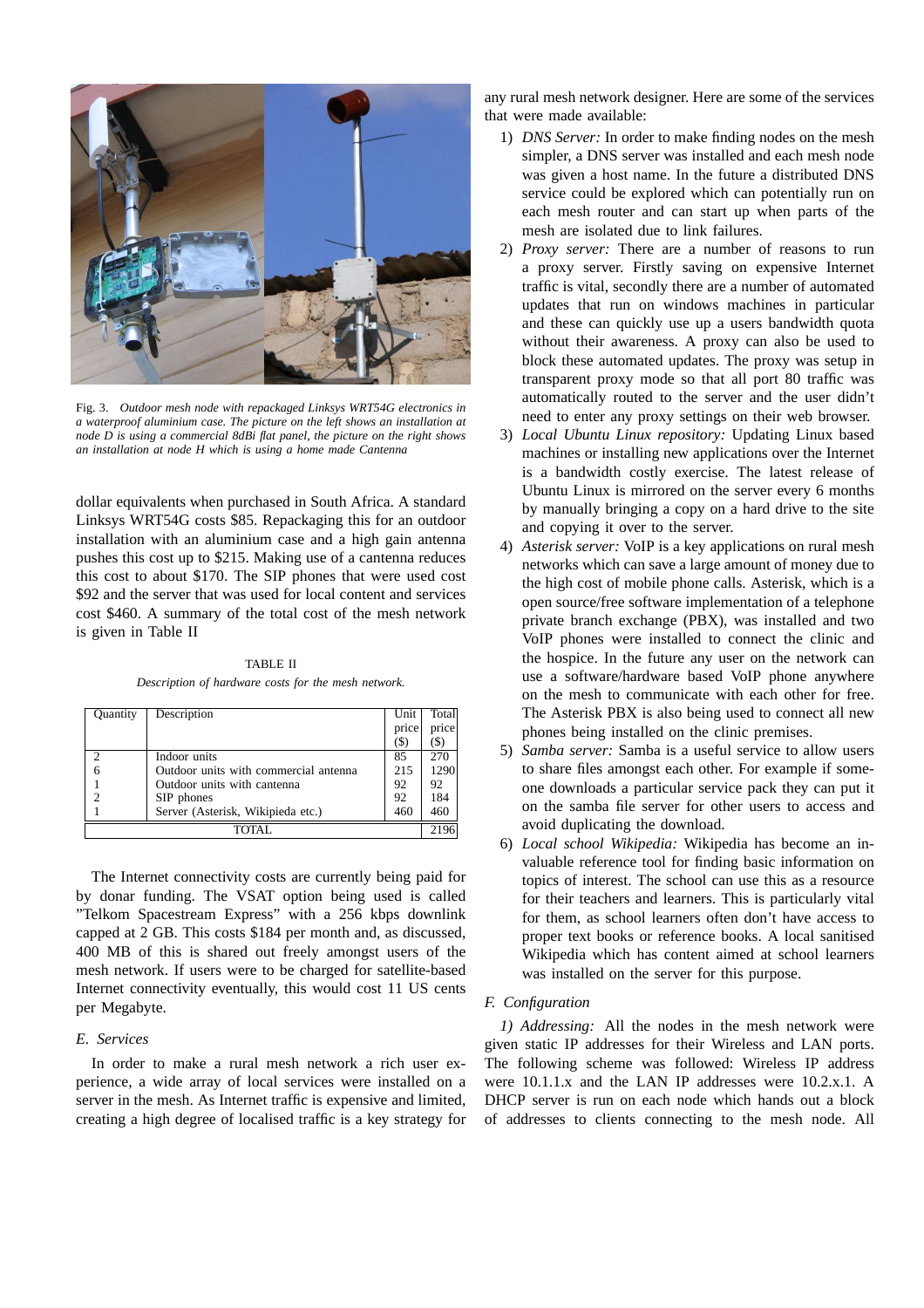Fig. 3. *Outdoor mesh node with repackaged Linksys WRT54G electronics in a waterproof aluminium case. The picture on the left shows an installation at node D is using a commercial 8dBi flat panel, the picture on the right shows an installation at node H which is using a home made Cantenna*

dollar equivalents when purchased in South Africa. A standard Linksys WRT54G costs $85. Repackaging this for an outdoor installation with an aluminium case and a high gain antenna pushes this cost up to $215. Making use of a cantenna reduces this cost to about $170. The SIP phones that were used cost $92 and the server that was used for local content and services cost $460. A summary of the total cost of the mesh network is given in Table II

TABLE II

*Description of hardware costs for the mesh network.*

| Quantity | Description | Unit price ($) | Total price ($) |
|---|---|---|---|
| 2 | Indoor units | 85 | 270 |
| 6 | Outdoor units with commercial antenna | 215 | 1290 |
| 1 | Outdoor units with cantenna | 92 | 92 |
| 2 | SIP phones | 92 | 184 |
| 1 | Server (Asterisk, Wikipieda etc.) | 460 | 460 |
| TOTAL | | | 2196 |

The Internet connectivity costs are currently being paid for by donar funding. The VSAT option being used is called "Telkom Spacestream Express" with a 256 kbps downlink capped at 2 GB. This costs $184 per month and, as discussed, 400 MB of this is shared out freely amongst users of the mesh network. If users were to be charged for satellite-based Internet connectivity eventually, this would cost 11 US cents per Megabyte.

### *E. Services*

In order to make a rural mesh network a rich user experience, a wide array of local services were installed on a server in the mesh. As Internet traffic is expensive and limited, creating a high degree of localised traffic is a key strategy for any rural mesh network designer. Here are some of the services that were made available:

1) *DNS Server:* In order to make finding nodes on the mesh simpler, a DNS server was installed and each mesh node was given a host name. In the future a distributed DNS service could be explored which can potentially run on each mesh router and can start up when parts of the mesh are isolated due to link failures.
2) *Proxy server:* There are a number of reasons to run a proxy server. Firstly saving on expensive Internet traffic is vital, secondly there are a number of automated updates that run on windows machines in particular and these can quickly use up a users bandwidth quota without their awareness. A proxy can also be used to block these automated updates. The proxy was setup in transparent proxy mode so that all port 80 traffic was automatically routed to the server and the user didn't need to enter any proxy settings on their web browser.
3) *Local Ubuntu Linux repository:* Updating Linux based machines or installing new applications over the Internet is a bandwidth costly exercise. The latest release of Ubuntu Linux is mirrored on the server every 6 months by manually bringing a copy on a hard drive to the site and copying it over to the server.
4) *Asterisk server:* VoIP is a key applications on rural mesh networks which can save a large amount of money due to the high cost of mobile phone calls. Asterisk, which is a open source/free software implementation of a telephone private branch exchange (PBX), was installed and two VoIP phones were installed to connect the clinic and the hospice. In the future any user on the network can use a software/hardware based VoIP phone anywhere on the mesh to communicate with each other for free. The Asterisk PBX is also being used to connect all new phones being installed on the clinic premises.
5) *Samba server:* Samba is a useful service to allow users to share files amongst each other. For example if someone downloads a particular service pack they can put it on the samba file server for other users to access and avoid duplicating the download.
6) *Local school Wikipedia:* Wikipedia has become an invaluable reference tool for finding basic information on topics of interest. The school can use this as a resource for their teachers and learners. This is particularly vital for them, as school learners often don't have access to proper text books or reference books. A local sanitised Wikipedia which has content aimed at school learners was installed on the server for this purpose.

### *F. Configuration*

*1) Addressing:* All the nodes in the mesh network were given static IP addresses for their Wireless and LAN ports. The following scheme was followed: Wireless IP address were 10.1.1.x and the LAN IP addresses were 10.2.x.1. A DHCP server is run on each node which hands out a block of addresses to clients connecting to the mesh node. All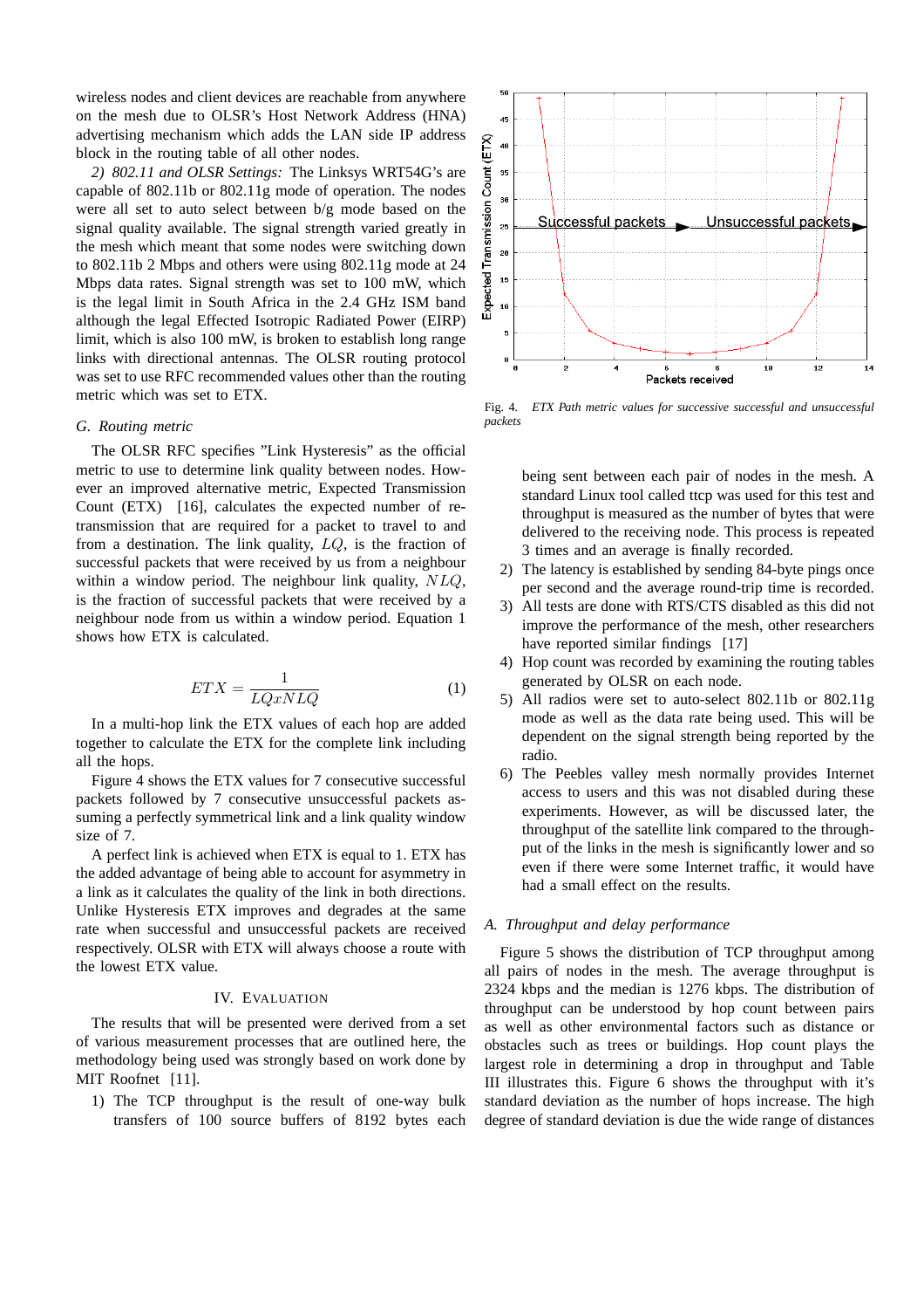wireless nodes and client devices are reachable from anywhere on the mesh due to OLSR's Host Network Address (HNA) advertising mechanism which adds the LAN side IP address block in the routing table of all other nodes.

*2) 802.11 and OLSR Settings:* The Linksys WRT54G's are capable of 802.11b or 802.11g mode of operation. The nodes were all set to auto select between b/g mode based on the signal quality available. The signal strength varied greatly in the mesh which meant that some nodes were switching down to 802.11b 2 Mbps and others were using 802.11g mode at 24 Mbps data rates. Signal strength was set to 100 mW, which is the legal limit in South Africa in the 2.4 GHz ISM band although the legal Effected Isotropic Radiated Power (EIRP) limit, which is also 100 mW, is broken to establish long range links with directional antennas. The OLSR routing protocol was set to use RFC recommended values other than the routing metric which was set to ETX.

### *G. Routing metric*

The OLSR RFC specifies "Link Hysteresis" as the official metric to use to determine link quality between nodes. However an improved alternative metric, Expected Transmission Count (ETX) [16], calculates the expected number of retransmission that are required for a packet to travel to and from a destination. The link quality, $LQ$, is the fraction of successful packets that were received by us from a neighbour within a window period. The neighbour link quality, $NLQ$, is the fraction of successful packets that were received by a neighbour node from us within a window period. Equation 1 shows how ETX is calculated.

$$ETX = \frac{1}{LQxNLQ} \tag{1}$$

In a multi-hop link the ETX values of each hop are added together to calculate the ETX for the complete link including all the hops.

Figure 4 shows the ETX values for 7 consecutive successful packets followed by 7 consecutive unsuccessful packets assuming a perfectly symmetrical link and a link quality window size of 7.

Fig. 4. *ETX Path metric values for successive successful and unsuccessful packets*

A perfect link is achieved when ETX is equal to 1. ETX has the added advantage of being able to account for asymmetry in a link as it calculates the quality of the link in both directions. Unlike Hysteresis ETX improves and degrades at the same rate when successful and unsuccessful packets are received respectively. OLSR with ETX will always choose a route with the lowest ETX value.

## IV. Evaluation

The results that will be presented were derived from a set of various measurement processes that are outlined here, the methodology being used was strongly based on work done by MIT Roofnet [11].

1) The TCP throughput is the result of one-way bulk transfers of 100 source buffers of 8192 bytes each being sent between each pair of nodes in the mesh. A standard Linux tool called ttcp was used for this test and throughput is measured as the number of bytes that were delivered to the receiving node. This process is repeated 3 times and an average is finally recorded.
2) The latency is established by sending 84-byte pings once per second and the average round-trip time is recorded.
3) All tests are done with RTS/CTS disabled as this did not improve the performance of the mesh, other researchers have reported similar findings [17]
4) Hop count was recorded by examining the routing tables generated by OLSR on each node.
5) All radios were set to auto-select 802.11b or 802.11g mode as well as the data rate being used. This will be dependent on the signal strength being reported by the radio.
6) The Peebles valley mesh normally provides Internet access to users and this was not disabled during these experiments. However, as will be discussed later, the throughput of the satellite link compared to the throughput of the links in the mesh is significantly lower and so even if there were some Internet traffic, it would have had a small effect on the results.

### *A. Throughput and delay performance*

Figure 5 shows the distribution of TCP throughput among all pairs of nodes in the mesh. The average throughput is 2324 kbps and the median is 1276 kbps. The distribution of throughput can be understood by hop count between pairs as well as other environmental factors such as distance or obstacles such as trees or buildings. Hop count plays the largest role in determining a drop in throughput and Table III illustrates this. Figure 6 shows the throughput with it's standard deviation as the number of hops increase. The high degree of standard deviation is due the wide range of distances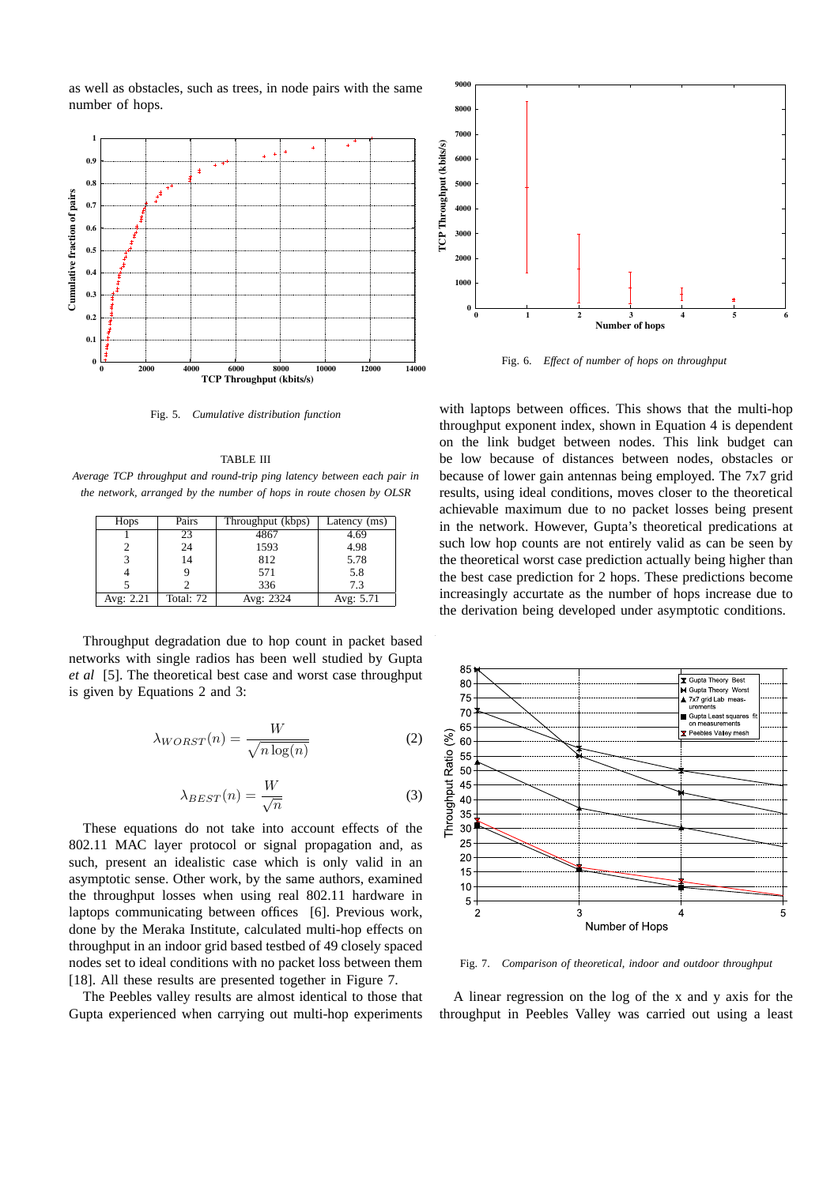as well as obstacles, such as trees, in node pairs with the same number of hops.

Fig. 5. *Cumulative distribution function*

TABLE III

*Average TCP throughput and round-trip ping latency between each pair in the network, arranged by the number of hops in route chosen by OLSR*

| Hops | Pairs | Throughput (kbps) | Latency (ms) |
|---|---|---|---|
| 1 | 23 | 4867 | 4.69 |
| 2 | 24 | 1593 | 4.98 |
| 3 | 14 | 812 | 5.78 |
| 4 | 9 | 571 | 5.8 |
| 5 | 2 | 336 | 7.3 |
| Avg: 2.21 | Total: 72 | Avg: 2324 | Avg: 5.71 |

Throughput degradation due to hop count in packet based networks with single radios has been well studied by Gupta *et al* [5]. The theoretical best case and worst case throughput is given by Equations 2 and 3:

$$\lambda_{WORST}(n) = \frac{W}{\sqrt{n \log(n)}} \tag{2}$$

$$\lambda_{BEST}(n) = \frac{W}{\sqrt{n}} \tag{3}$$

These equations do not take into account effects of the 802.11 MAC layer protocol or signal propagation and, as such, present an idealistic case which is only valid in an asymptotic sense. Other work, by the same authors, examined the throughput losses when using real 802.11 hardware in laptops communicating between offices [6]. Previous work, done by the Meraka Institute, calculated multi-hop effects on throughput in an indoor grid based testbed of 49 closely spaced nodes set to ideal conditions with no packet loss between them [18]. All these results are presented together in Figure 7.

The Peebles valley results are almost identical to those that Gupta experienced when carrying out multi-hop experiments with laptops between offices. This shows that the multi-hop throughput exponent index, shown in Equation 4 is dependent on the link budget between nodes. This link budget can be low because of distances between nodes, obstacles or because of lower gain antennas being employed. The 7x7 grid results, using ideal conditions, moves closer to the theoretical achievable maximum due to no packet losses being present in the network. However, Gupta's theoretical predications at such low hop counts are not entirely valid as can be seen by the theoretical worst case prediction actually being higher than the best case prediction for 2 hops. These predictions become increasingly accurtate as the number of hops increase due to the derivation being developed under asymptotic conditions.

Fig. 6. *Effect of number of hops on throughput*

Fig. 7. *Comparison of theoretical, indoor and outdoor throughput*

A linear regression on the log of the x and y axis for the throughput in Peebles Valley was carried out using a least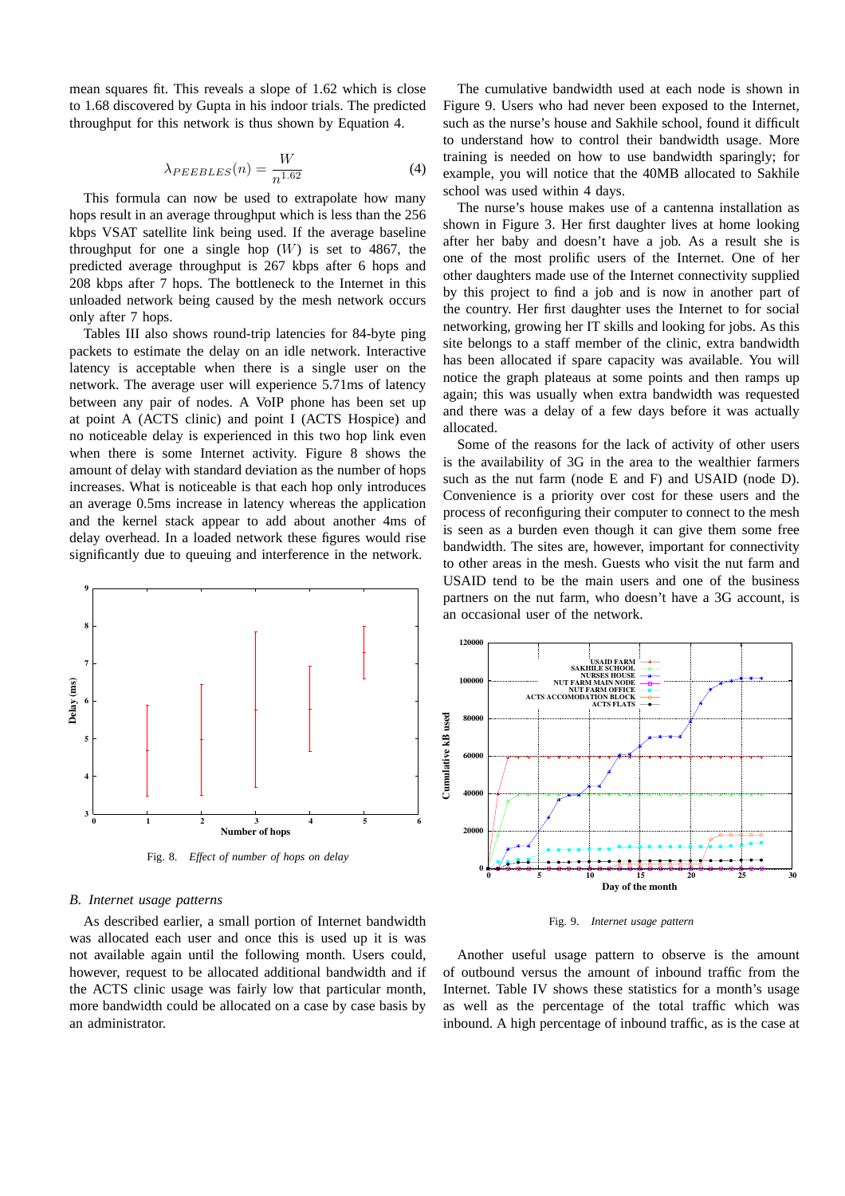mean squares fit. This reveals a slope of 1.62 which is close to 1.68 discovered by Gupta in his indoor trials. The predicted throughput for this network is thus shown by Equation 4.

$$\lambda_{PEEBLES}(n) = \frac{W}{n^{1.62}} \quad (4)$$

This formula can now be used to extrapolate how many hops result in an average throughput which is less than the 256 kbps VSAT satellite link being used. If the average baseline throughput for one a single hop ($W$) is set to 4867, the predicted average throughput is 267 kbps after 6 hops and 208 kbps after 7 hops. The bottleneck to the Internet in this unloaded network being caused by the mesh network occurs only after 7 hops.

Tables III also shows round-trip latencies for 84-byte ping packets to estimate the delay on an idle network. Interactive latency is acceptable when there is a single user on the network. The average user will experience 5.71ms of latency between any pair of nodes. A VoIP phone has been set up at point A (ACTS clinic) and point I (ACTS Hospice) and no noticeable delay is experienced in this two hop link even when there is some Internet activity. Figure 8 shows the amount of delay with standard deviation as the number of hops increases. What is noticeable is that each hop only introduces an average 0.5ms increase in latency whereas the application and the kernel stack appear to add about another 4ms of delay overhead. In a loaded network these figures would rise significantly due to queuing and interference in the network.

Delay (ms)
9
8
7
6
5
4
3
0 1 2 3 4 5 6
Number of hops

Fig. 8. *Effect of number of hops on delay*

## B. Internet usage patterns

As described earlier, a small portion of Internet bandwidth was allocated each user and once this is used up it is was not available again until the following month. Users could, however, request to be allocated additional bandwidth and if the ACTS clinic usage was fairly low that particular month, more bandwidth could be allocated on a case by case basis by an administrator.

The cumulative bandwidth used at each node is shown in Figure 9. Users who had never been exposed to the Internet, such as the nurse's house and Sakhile school, found it difficult to understand how to control their bandwidth usage. More training is needed on how to use bandwidth sparingly; for example, you will notice that the 40MB allocated to Sakhile school was used within 4 days.

The nurse's house makes use of a cantenna installation as shown in Figure 3. Her first daughter lives at home looking after her baby and doesn't have a job. As a result she is one of the most prolific users of the Internet. One of her other daughters made use of the Internet connectivity supplied by this project to find a job and is now in another part of the country. Her first daughter uses the Internet to for social networking, growing her IT skills and looking for jobs. As this site belongs to a staff member of the clinic, extra bandwidth has been allocated if spare capacity was available. You will notice the graph plateaus at some points and then ramps up again; this was usually when extra bandwidth was requested and there was a delay of a few days before it was actually allocated.

Some of the reasons for the lack of activity of other users is the availability of 3G in the area to the wealthier farmers such as the nut farm (node E and F) and USAID (node D). Convenience is a priority over cost for these users and the process of reconfiguring their computer to connect to the mesh is seen as a burden even though it can give them some free bandwidth. The sites are, however, important for connectivity to other areas in the mesh. Guests who visit the nut farm and USAID tend to be the main users and one of the business partners on the nut farm, who doesn't have a 3G account, is an occasional user of the network.

Cumulative kB used
120000
100000
80000
60000
40000
20000
0
0 5 10 15 20 25 30
Day of the month
USAID FARM
SAKHILE SCHOOL
NURSES HOUSE
NUT FARM MAIN NODE
NUT FARM OFFICE
ACTS ACCOMODATION BLOCK
ACTS FLATS

Fig. 9. *Internet usage pattern*

Another useful usage pattern to observe is the amount of outbound versus the amount of inbound traffic from the Internet. Table IV shows these statistics for a month's usage as well as the percentage of the total traffic which was inbound. A high percentage of inbound traffic, as is the case at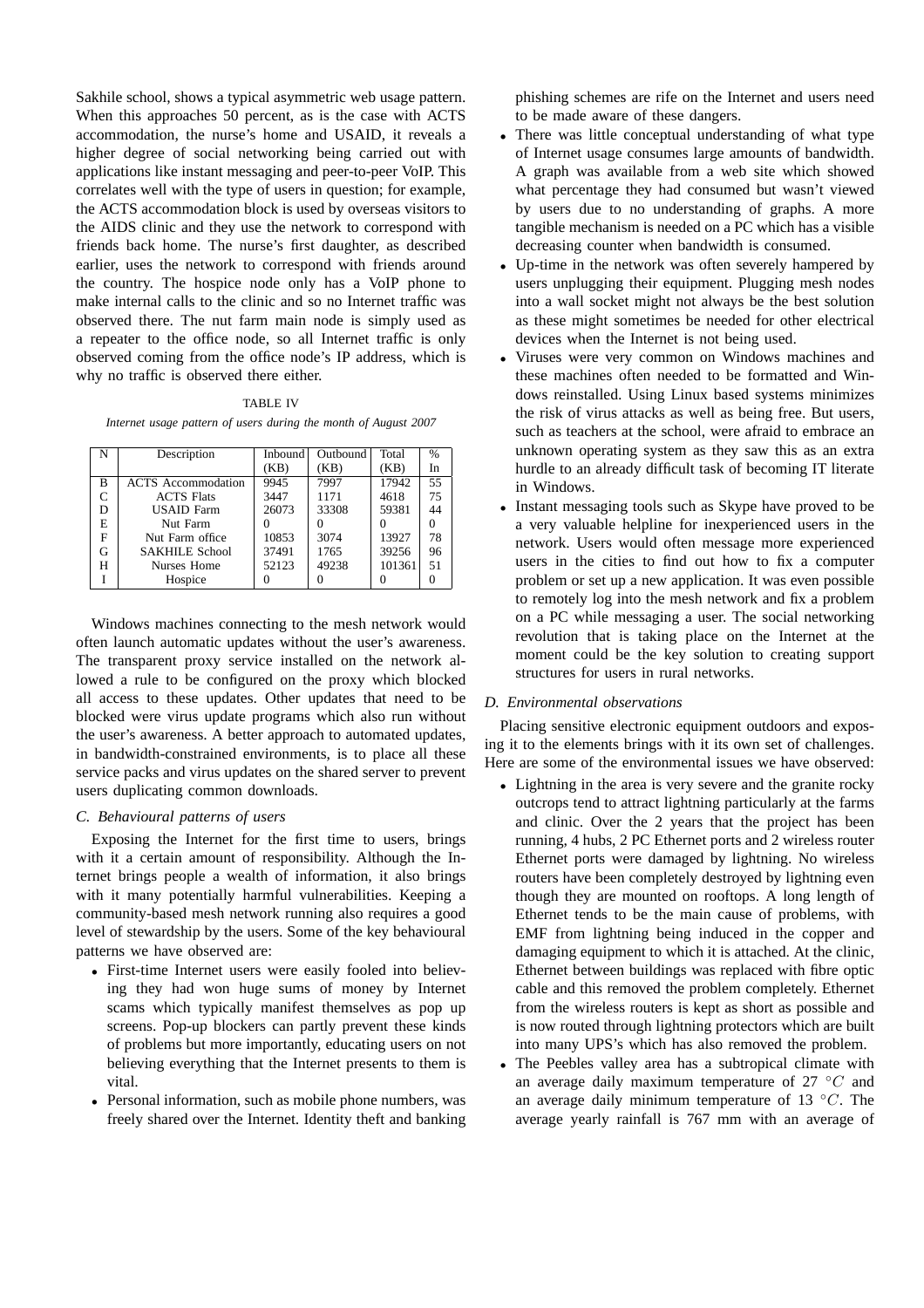Sakhile school, shows a typical asymmetric web usage pattern. When this approaches 50 percent, as is the case with ACTS accommodation, the nurse's home and USAID, it reveals a higher degree of social networking being carried out with applications like instant messaging and peer-to-peer VoIP. This correlates well with the type of users in question; for example, the ACTS accommodation block is used by overseas visitors to the AIDS clinic and they use the network to correspond with friends back home. The nurse's first daughter, as described earlier, uses the network to correspond with friends around the country. The hospice node only has a VoIP phone to make internal calls to the clinic and so no Internet traffic was observed there. The nut farm main node is simply used as a repeater to the office node, so all Internet traffic is only observed coming from the office node's IP address, which is why no traffic is observed there either.

TABLE IV

*Internet usage pattern of users during the month of August 2007*

| N | Description | Inbound (KB) | Outbound (KB) | Total (KB) | % In |
|---|---|---|---|---|---|
| B | ACTS Accommodation | 9945 | 7997 | 17942 | 55 |
| C | ACTS Flats | 3447 | 1171 | 4618 | 75 |
| D | USAID Farm | 26073 | 33308 | 59381 | 44 |
| E | Nut Farm | 0 | 0 | 0 | 0 |
| F | Nut Farm office | 10853 | 3074 | 13927 | 78 |
| G | SAKHILE School | 37491 | 1765 | 39256 | 96 |
| H | Nurses Home | 52123 | 49238 | 101361 | 51 |
| I | Hospice | 0 | 0 | 0 | 0 |

Windows machines connecting to the mesh network would often launch automatic updates without the user's awareness. The transparent proxy service installed on the network allowed a rule to be configured on the proxy which blocked all access to these updates. Other updates that need to be blocked were virus update programs which also run without the user's awareness. A better approach to automated updates, in bandwidth-constrained environments, is to place all these service packs and virus updates on the shared server to prevent users duplicating common downloads.

### C. Behavioural patterns of users

Exposing the Internet for the first time to users, brings with it a certain amount of responsibility. Although the Internet brings people a wealth of information, it also brings with it many potentially harmful vulnerabilities. Keeping a community-based mesh network running also requires a good level of stewardship by the users. Some of the key behavioural patterns we have observed are:

- First-time Internet users were easily fooled into believing they had won huge sums of money by Internet scams which typically manifest themselves as pop up screens. Pop-up blockers can partly prevent these kinds of problems but more importantly, educating users on not believing everything that the Internet presents to them is vital.
- Personal information, such as mobile phone numbers, was freely shared over the Internet. Identity theft and banking phishing schemes are rife on the Internet and users need to be made aware of these dangers.
- There was little conceptual understanding of what type of Internet usage consumes large amounts of bandwidth. A graph was available from a web site which showed what percentage they had consumed but wasn't viewed by users due to no understanding of graphs. A more tangible mechanism is needed on a PC which has a visible decreasing counter when bandwidth is consumed.
- Up-time in the network was often severely hampered by users unplugging their equipment. Plugging mesh nodes into a wall socket might not always be the best solution as these might sometimes be needed for other electrical devices when the Internet is not being used.
- Viruses were very common on Windows machines and these machines often needed to be formatted and Windows reinstalled. Using Linux based systems minimizes the risk of virus attacks as well as being free. But users, such as teachers at the school, were afraid to embrace an unknown operating system as they saw this as an extra hurdle to an already difficult task of becoming IT literate in Windows.
- Instant messaging tools such as Skype have proved to be a very valuable helpline for inexperienced users in the network. Users would often message more experienced users in the cities to find out how to fix a computer problem or set up a new application. It was even possible to remotely log into the mesh network and fix a problem on a PC while messaging a user. The social networking revolution that is taking place on the Internet at the moment could be the key solution to creating support structures for users in rural networks.

### D. Environmental observations

Placing sensitive electronic equipment outdoors and exposing it to the elements brings with it its own set of challenges. Here are some of the environmental issues we have observed:

- Lightning in the area is very severe and the granite rocky outcrops tend to attract lightning particularly at the farms and clinic. Over the 2 years that the project has been running, 4 hubs, 2 PC Ethernet ports and 2 wireless router Ethernet ports were damaged by lightning. No wireless routers have been completely destroyed by lightning even though they are mounted on rooftops. A long length of Ethernet tends to be the main cause of problems, with EMF from lightning being induced in the copper and damaging equipment to which it is attached. At the clinic, Ethernet between buildings was replaced with fibre optic cable and this removed the problem completely. Ethernet from the wireless routers is kept as short as possible and is now routed through lightning protectors which are built into many UPS's which has also removed the problem.
- The Peebles valley area has a subtropical climate with an average daily maximum temperature of 27 $^{\circ}C$ and an average daily minimum temperature of 13 $^{\circ}C$. The average yearly rainfall is 767 mm with an average of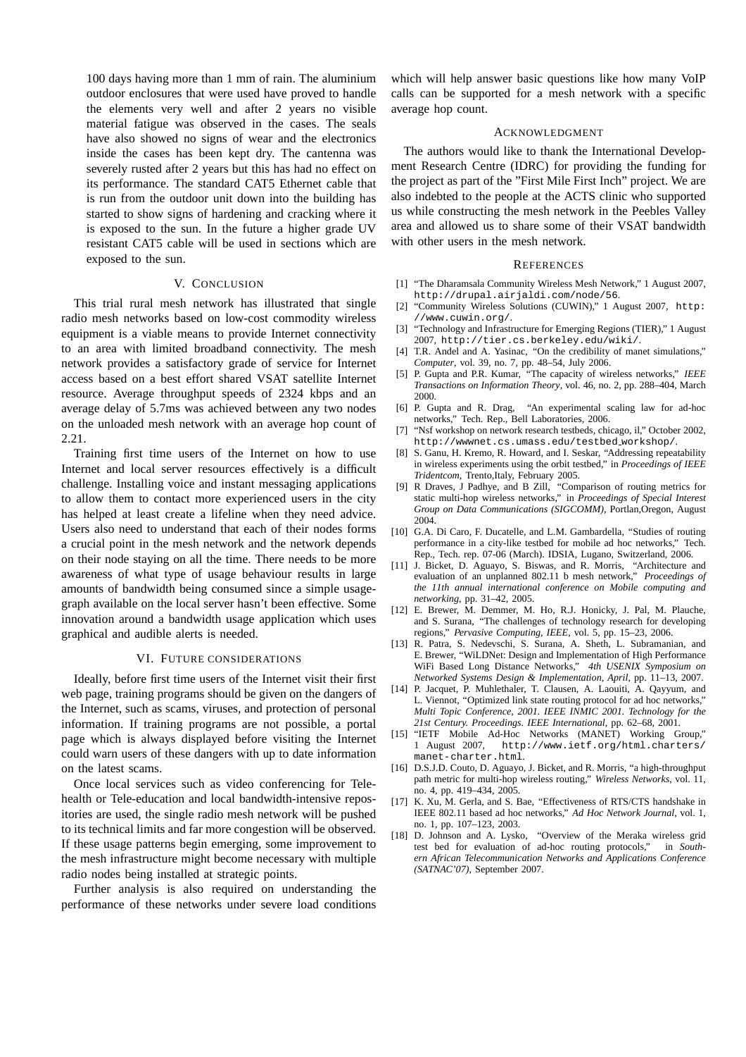100 days having more than 1 mm of rain. The aluminium outdoor enclosures that were used have proved to handle the elements very well and after 2 years no visible material fatigue was observed in the cases. The seals have also showed no signs of wear and the electronics inside the cases has been kept dry. The cantenna was severely rusted after 2 years but this has had no effect on its performance. The standard CAT5 Ethernet cable that is run from the outdoor unit down into the building has started to show signs of hardening and cracking where it is exposed to the sun. In the future a higher grade UV resistant CAT5 cable will be used in sections which are exposed to the sun.

## V. Conclusion

This trial rural mesh network has illustrated that single radio mesh networks based on low-cost commodity wireless equipment is a viable means to provide Internet connectivity to an area with limited broadband connectivity. The mesh network provides a satisfactory grade of service for Internet access based on a best effort shared VSAT satellite Internet resource. Average throughput speeds of 2324 kbps and an average delay of 5.7ms was achieved between any two nodes on the unloaded mesh network with an average hop count of 2.21.

Training first time users of the Internet on how to use Internet and local server resources effectively is a difficult challenge. Installing voice and instant messaging applications to allow them to contact more experienced users in the city has helped at least create a lifeline when they need advice. Users also need to understand that each of their nodes forms a crucial point in the mesh network and the network depends on their node staying on all the time. There needs to be more awareness of what type of usage behaviour results in large amounts of bandwidth being consumed since a simple usage-graph available on the local server hasn't been effective. Some innovation around a bandwidth usage application which uses graphical and audible alerts is needed.

## VI. Future considerations

Ideally, before first time users of the Internet visit their first web page, training programs should be given on the dangers of the Internet, such as scams, viruses, and protection of personal information. If training programs are not possible, a portal page which is always displayed before visiting the Internet could warn users of these dangers with up to date information on the latest scams.

Once local services such as video conferencing for Telehealth or Tele-education and local bandwidth-intensive repositories are used, the single radio mesh network will be pushed to its technical limits and far more congestion will be observed. If these usage patterns begin emerging, some improvement to the mesh infrastructure might become necessary with multiple radio nodes being installed at strategic points.

Further analysis is also required on understanding the performance of these networks under severe load conditions which will help answer basic questions like how many VoIP calls can be supported for a mesh network with a specific average hop count.

## Acknowledgment

The authors would like to thank the International Development Research Centre (IDRC) for providing the funding for the project as part of the "First Mile First Inch" project. We are also indebted to the people at the ACTS clinic who supported us while constructing the mesh network in the Peebles Valley area and allowed us to share some of their VSAT bandwidth with other users in the mesh network.

## References

[1] "The Dharamsala Community Wireless Mesh Network," 1 August 2007, http://drupal.airjaldi.com/node/56.

[2] "Community Wireless Solutions (CUWIN)," 1 August 2007, http://www.cuwin.org/.

[3] "Technology and Infrastructure for Emerging Regions (TIER)," 1 August 2007, http://tier.cs.berkeley.edu/wiki/.

[4] T.R. Andel and A. Yasinac, "On the credibility of manet simulations," *Computer*, vol. 39, no. 7, pp. 48–54, July 2006.

[5] P. Gupta and P.R. Kumar, "The capacity of wireless networks," *IEEE Transactions on Information Theory*, vol. 46, no. 2, pp. 288–404, March 2000.

[6] P. Gupta and R. Drag, "An experimental scaling law for ad-hoc networks," Tech. Rep., Bell Laboratories, 2006.

[7] "Nsf workshop on network research testbeds, chicago, il," October 2002, http://wwwnet.cs.umass.edu/testbed_workshop/.

[8] S. Ganu, H. Kremo, R. Howard, and I. Seskar, "Addressing repeatability in wireless experiments using the orbit testbed," in *Proceedings of IEEE Tridentcom*, Trento,Italy, February 2005.

[9] R Draves, J Padhye, and B Zill, "Comparison of routing metrics for static multi-hop wireless networks," in *Proceedings of Special Interest Group on Data Communications (SIGCOMM)*, Portlan,Oregon, August 2004.

[10] G.A. Di Caro, F. Ducatelle, and L.M. Gambardella, "Studies of routing performance in a city-like testbed for mobile ad hoc networks," Tech. Rep., Tech. rep. 07-06 (March). IDSIA, Lugano, Switzerland, 2006.

[11] J. Bicket, D. Aguayo, S. Biswas, and R. Morris, "Architecture and evaluation of an unplanned 802.11 b mesh network," *Proceedings of the 11th annual international conference on Mobile computing and networking*, pp. 31–42, 2005.

[12] E. Brewer, M. Demmer, M. Ho, R.J. Honicky, J. Pal, M. Plauche, and S. Surana, "The challenges of technology research for developing regions," *Pervasive Computing, IEEE*, vol. 5, pp. 15–23, 2006.

[13] R. Patra, S. Nedevschi, S. Surana, A. Sheth, L. Subramanian, and E. Brewer, "WiLDNet: Design and Implementation of High Performance WiFi Based Long Distance Networks," *4th USENIX Symposium on Networked Systems Design & Implementation, April*, pp. 11–13, 2007.

[14] P. Jacquet, P. Muhlethaler, T. Clausen, A. Laouiti, A. Qayyum, and L. Viennot, "Optimized link state routing protocol for ad hoc networks," *Multi Topic Conference, 2001. IEEE INMIC 2001. Technology for the 21st Century. Proceedings. IEEE International*, pp. 62–68, 2001.

[15] "IETF Mobile Ad-Hoc Networks (MANET) Working Group," 1 August 2007, http://www.ietf.org/html.charters/manet-charter.html.

[16] D.S.J.D. Couto, D. Aguayo, J. Bicket, and R. Morris, "a high-throughput path metric for multi-hop wireless routing," *Wireless Networks*, vol. 11, no. 4, pp. 419–434, 2005.

[17] K. Xu, M. Gerla, and S. Bae, "Effectiveness of RTS/CTS handshake in IEEE 802.11 based ad hoc networks," *Ad Hoc Network Journal*, vol. 1, no. 1, pp. 107–123, 2003.

[18] D. Johnson and A. Lysko, "Overview of the Meraka wireless grid test bed for evaluation of ad-hoc routing protocols," in *Southern African Telecommunication Networks and Applications Conference (SATNAC'07)*, September 2007.